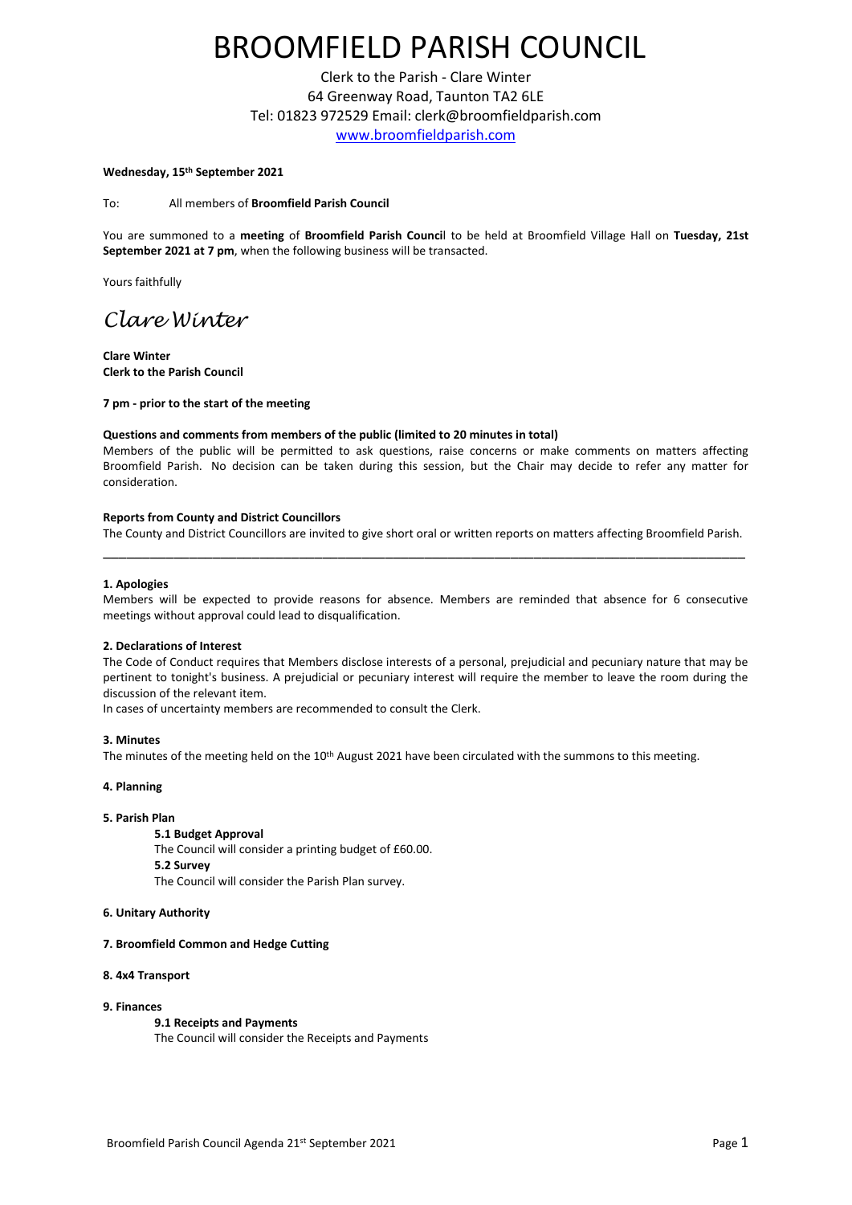# BROOMFIELD PARISH COUNCIL

Clerk to the Parish - Clare Winter
64 Greenway Road, Taunton TA2 6LE
Tel: 01823 972529 Email: clerk@broomfieldparish.com
www.broomfieldparish.com

**Wednesday, 15th September 2021**

To: All members of **Broomfield Parish Council**

You are summoned to a **meeting** of **Broomfield Parish Council** to be held at Broomfield Village Hall on **Tuesday, 21st September 2021 at 7 pm**, when the following business will be transacted.

Yours faithfully

*Clare Winter*

**Clare Winter**
**Clerk to the Parish Council**

**7 pm - prior to the start of the meeting**

**Questions and comments from members of the public (limited to 20 minutes in total)**
Members of the public will be permitted to ask questions, raise concerns or make comments on matters affecting Broomfield Parish. No decision can be taken during this session, but the Chair may decide to refer any matter for consideration.

**Reports from County and District Councillors**
The County and District Councillors are invited to give short oral or written reports on matters affecting Broomfield Parish.

---

**1. Apologies**
Members will be expected to provide reasons for absence. Members are reminded that absence for 6 consecutive meetings without approval could lead to disqualification.

**2. Declarations of Interest**
The Code of Conduct requires that Members disclose interests of a personal, prejudicial and pecuniary nature that may be pertinent to tonight's business. A prejudicial or pecuniary interest will require the member to leave the room during the discussion of the relevant item.
In cases of uncertainty members are recommended to consult the Clerk.

**3. Minutes**
The minutes of the meeting held on the 10th August 2021 have been circulated with the summons to this meeting.

**4. Planning**

**5. Parish Plan**

**5.1 Budget Approval**
The Council will consider a printing budget of £60.00.

**5.2 Survey**
The Council will consider the Parish Plan survey.

**6. Unitary Authority**

**7. Broomfield Common and Hedge Cutting**

**8. 4x4 Transport**

**9. Finances**

**9.1 Receipts and Payments**
The Council will consider the Receipts and Payments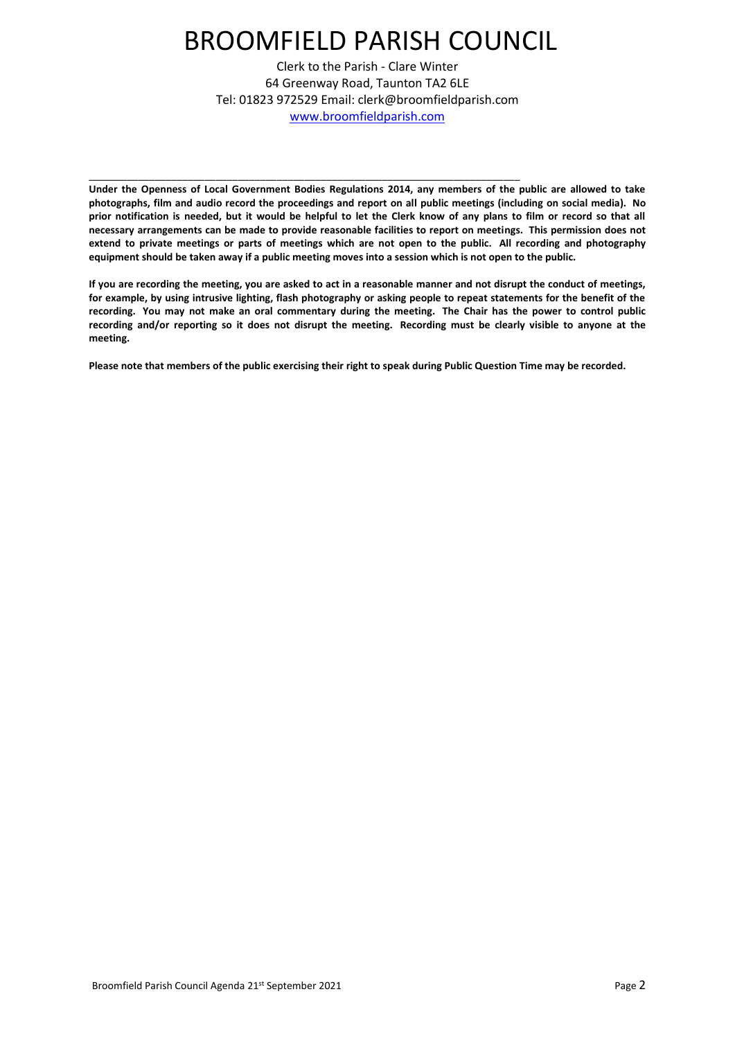# BROOMFIELD PARISH COUNCIL

Clerk to the Parish - Clare Winter
64 Greenway Road, Taunton TA2 6LE
Tel: 01823 972529 Email: clerk@broomfieldparish.com
www.broomfieldparish.com

---

**Under the Openness of Local Government Bodies Regulations 2014, any members of the public are allowed to take photographs, film and audio record the proceedings and report on all public meetings (including on social media). No prior notification is needed, but it would be helpful to let the Clerk know of any plans to film or record so that all necessary arrangements can be made to provide reasonable facilities to report on meetings. This permission does not extend to private meetings or parts of meetings which are not open to the public. All recording and photography equipment should be taken away if a public meeting moves into a session which is not open to the public.**

**If you are recording the meeting, you are asked to act in a reasonable manner and not disrupt the conduct of meetings, for example, by using intrusive lighting, flash photography or asking people to repeat statements for the benefit of the recording. You may not make an oral commentary during the meeting. The Chair has the power to control public recording and/or reporting so it does not disrupt the meeting. Recording must be clearly visible to anyone at the meeting.**

**Please note that members of the public exercising their right to speak during Public Question Time may be recorded.**